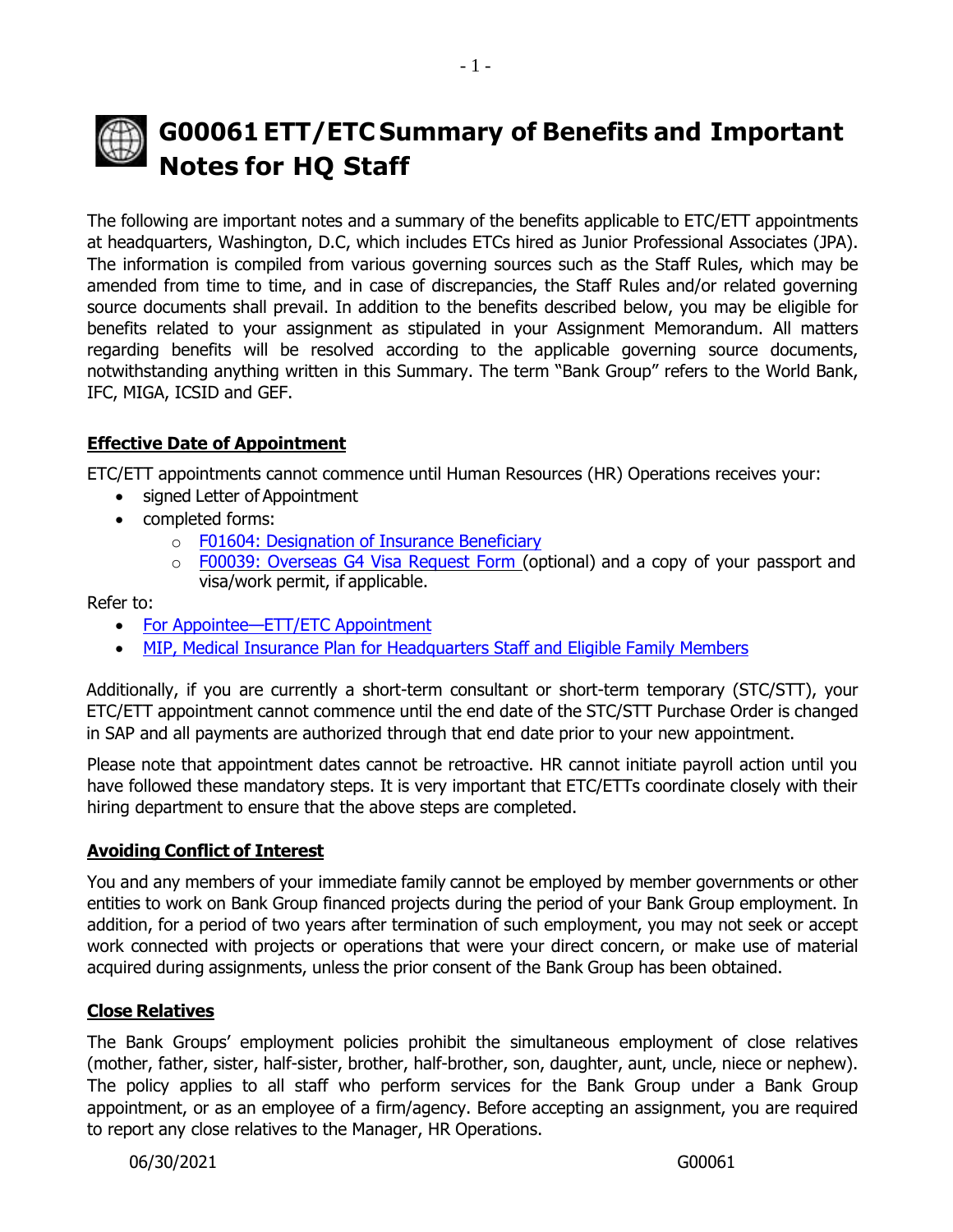# G00061 ETT/ETC Summary of Benefits and Important Notes for HQ Staff

The following are important notes and a summary of the benefits applicable to ETC/ETT appointments at headquarters, Washington, D.C, which includes ETCs hired as Junior Professional Associates (JPA). The information is compiled from various governing sources such as the Staff Rules, which may be amended from time to time, and in case of discrepancies, the Staff Rules and/or related governing source documents shall prevail. In addition to the benefits described below, you may be eligible for benefits related to your assignment as stipulated in your Assignment Memorandum. All matters regarding benefits will be resolved according to the applicable governing source documents, notwithstanding anything written in this Summary. The term "Bank Group" refers to the World Bank, IFC, MIGA, ICSID and GEF.

## Effective Date of Appointment

ETC/ETT appointments cannot commence until Human Resources (HR) Operations receives your:

- signed Letter of Appointment
- completed forms:
  - F01604: Designation of Insurance Beneficiary
  - F00039: Overseas G4 Visa Request Form (optional) and a copy of your passport and visa/work permit, if applicable.

Refer to:

- For Appointee—ETT/ETC Appointment
- MIP, Medical Insurance Plan for Headquarters Staff and Eligible Family Members

Additionally, if you are currently a short-term consultant or short-term temporary (STC/STT), your ETC/ETT appointment cannot commence until the end date of the STC/STT Purchase Order is changed in SAP and all payments are authorized through that end date prior to your new appointment.

Please note that appointment dates cannot be retroactive. HR cannot initiate payroll action until you have followed these mandatory steps. It is very important that ETC/ETTs coordinate closely with their hiring department to ensure that the above steps are completed.

## Avoiding Conflict of Interest

You and any members of your immediate family cannot be employed by member governments or other entities to work on Bank Group financed projects during the period of your Bank Group employment. In addition, for a period of two years after termination of such employment, you may not seek or accept work connected with projects or operations that were your direct concern, or make use of material acquired during assignments, unless the prior consent of the Bank Group has been obtained.

## Close Relatives

The Bank Groups' employment policies prohibit the simultaneous employment of close relatives (mother, father, sister, half-sister, brother, half-brother, son, daughter, aunt, uncle, niece or nephew). The policy applies to all staff who perform services for the Bank Group under a Bank Group appointment, or as an employee of a firm/agency. Before accepting an assignment, you are required to report any close relatives to the Manager, HR Operations.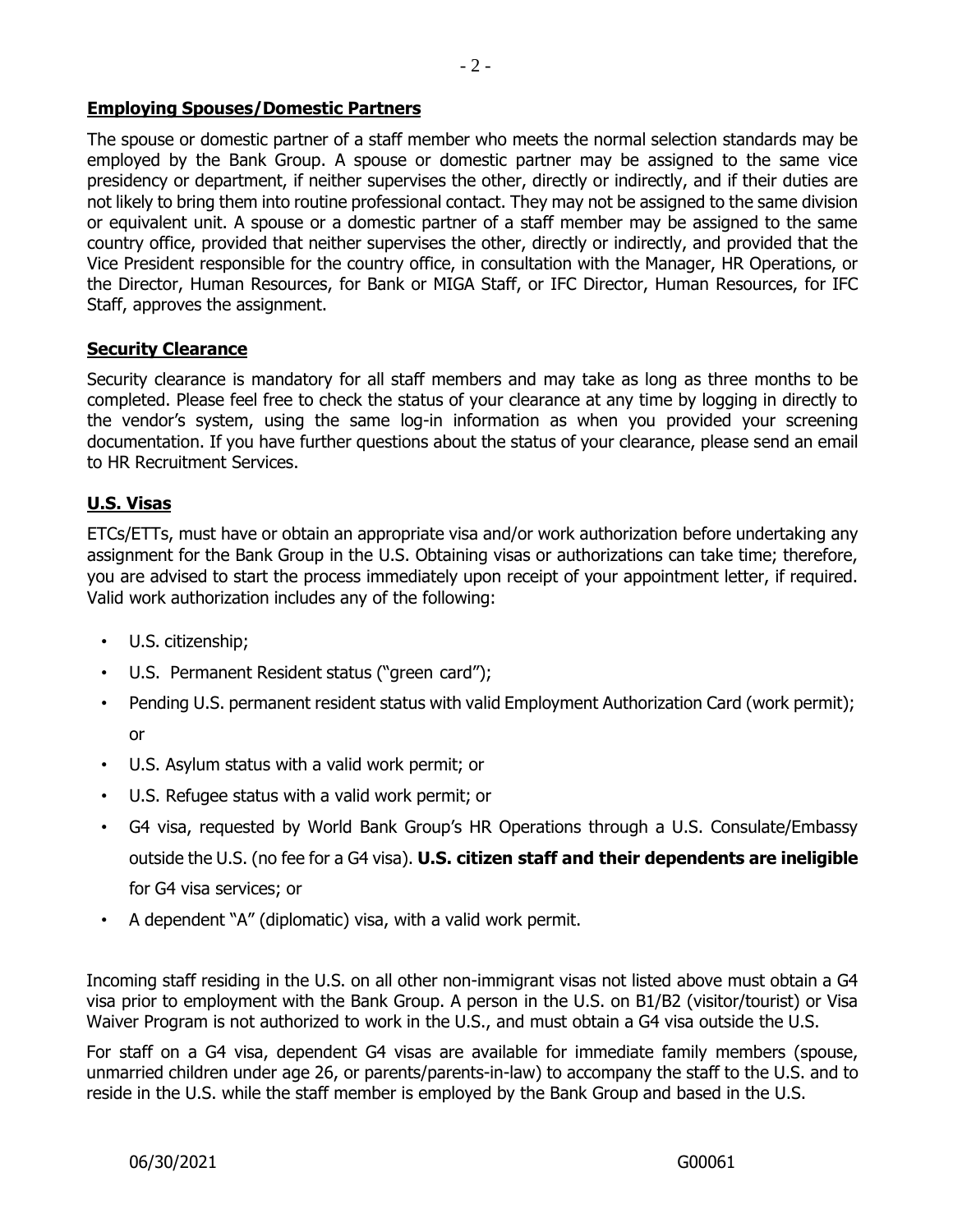## Employing Spouses/Domestic Partners

The spouse or domestic partner of a staff member who meets the normal selection standards may be employed by the Bank Group. A spouse or domestic partner may be assigned to the same vice presidency or department, if neither supervises the other, directly or indirectly, and if their duties are not likely to bring them into routine professional contact. They may not be assigned to the same division or equivalent unit. A spouse or a domestic partner of a staff member may be assigned to the same country office, provided that neither supervises the other, directly or indirectly, and provided that the Vice President responsible for the country office, in consultation with the Manager, HR Operations, or the Director, Human Resources, for Bank or MIGA Staff, or IFC Director, Human Resources, for IFC Staff, approves the assignment.

## Security Clearance

Security clearance is mandatory for all staff members and may take as long as three months to be completed. Please feel free to check the status of your clearance at any time by logging in directly to the vendor's system, using the same log-in information as when you provided your screening documentation. If you have further questions about the status of your clearance, please send an email to HR Recruitment Services.

## U.S. Visas

ETCs/ETTs, must have or obtain an appropriate visa and/or work authorization before undertaking any assignment for the Bank Group in the U.S. Obtaining visas or authorizations can take time; therefore, you are advised to start the process immediately upon receipt of your appointment letter, if required. Valid work authorization includes any of the following:

- U.S. citizenship;
- U.S. Permanent Resident status ("green card");
- Pending U.S. permanent resident status with valid Employment Authorization Card (work permit); or
- U.S. Asylum status with a valid work permit; or
- U.S. Refugee status with a valid work permit; or
- G4 visa, requested by World Bank Group's HR Operations through a U.S. Consulate/Embassy outside the U.S. (no fee for a G4 visa). **U.S. citizen staff and their dependents are ineligible** for G4 visa services; or
- A dependent "A" (diplomatic) visa, with a valid work permit.

Incoming staff residing in the U.S. on all other non-immigrant visas not listed above must obtain a G4 visa prior to employment with the Bank Group. A person in the U.S. on B1/B2 (visitor/tourist) or Visa Waiver Program is not authorized to work in the U.S., and must obtain a G4 visa outside the U.S.

For staff on a G4 visa, dependent G4 visas are available for immediate family members (spouse, unmarried children under age 26, or parents/parents-in-law) to accompany the staff to the U.S. and to reside in the U.S. while the staff member is employed by the Bank Group and based in the U.S.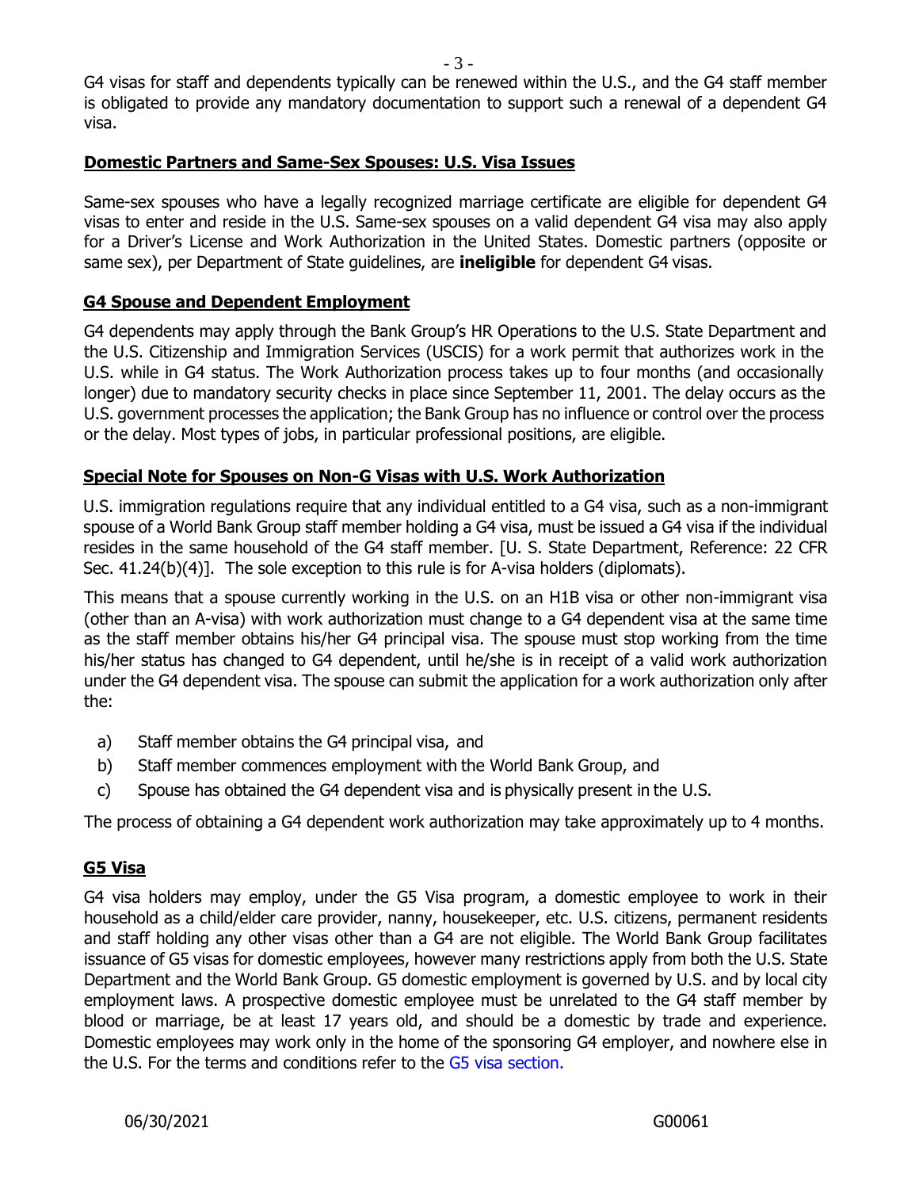G4 visas for staff and dependents typically can be renewed within the U.S., and the G4 staff member is obligated to provide any mandatory documentation to support such a renewal of a dependent G4 visa.

## Domestic Partners and Same-Sex Spouses: U.S. Visa Issues

Same-sex spouses who have a legally recognized marriage certificate are eligible for dependent G4 visas to enter and reside in the U.S. Same-sex spouses on a valid dependent G4 visa may also apply for a Driver's License and Work Authorization in the United States. Domestic partners (opposite or same sex), per Department of State guidelines, are **ineligible** for dependent G4 visas.

## G4 Spouse and Dependent Employment

G4 dependents may apply through the Bank Group's HR Operations to the U.S. State Department and the U.S. Citizenship and Immigration Services (USCIS) for a work permit that authorizes work in the U.S. while in G4 status. The Work Authorization process takes up to four months (and occasionally longer) due to mandatory security checks in place since September 11, 2001. The delay occurs as the U.S. government processes the application; the Bank Group has no influence or control over the process or the delay. Most types of jobs, in particular professional positions, are eligible.

## Special Note for Spouses on Non-G Visas with U.S. Work Authorization

U.S. immigration regulations require that any individual entitled to a G4 visa, such as a non-immigrant spouse of a World Bank Group staff member holding a G4 visa, must be issued a G4 visa if the individual resides in the same household of the G4 staff member. [U. S. State Department, Reference: 22 CFR Sec. 41.24(b)(4)]. The sole exception to this rule is for A-visa holders (diplomats).

This means that a spouse currently working in the U.S. on an H1B visa or other non-immigrant visa (other than an A-visa) with work authorization must change to a G4 dependent visa at the same time as the staff member obtains his/her G4 principal visa. The spouse must stop working from the time his/her status has changed to G4 dependent, until he/she is in receipt of a valid work authorization under the G4 dependent visa. The spouse can submit the application for a work authorization only after the:

a) Staff member obtains the G4 principal visa, and
b) Staff member commences employment with the World Bank Group, and
c) Spouse has obtained the G4 dependent visa and is physically present in the U.S.

The process of obtaining a G4 dependent work authorization may take approximately up to 4 months.

## G5 Visa

G4 visa holders may employ, under the G5 Visa program, a domestic employee to work in their household as a child/elder care provider, nanny, housekeeper, etc. U.S. citizens, permanent residents and staff holding any other visas other than a G4 are not eligible. The World Bank Group facilitates issuance of G5 visas for domestic employees, however many restrictions apply from both the U.S. State Department and the World Bank Group. G5 domestic employment is governed by U.S. and by local city employment laws. A prospective domestic employee must be unrelated to the G4 staff member by blood or marriage, be at least 17 years old, and should be a domestic by trade and experience. Domestic employees may work only in the home of the sponsoring G4 employer, and nowhere else in the U.S. For the terms and conditions refer to the G5 visa section.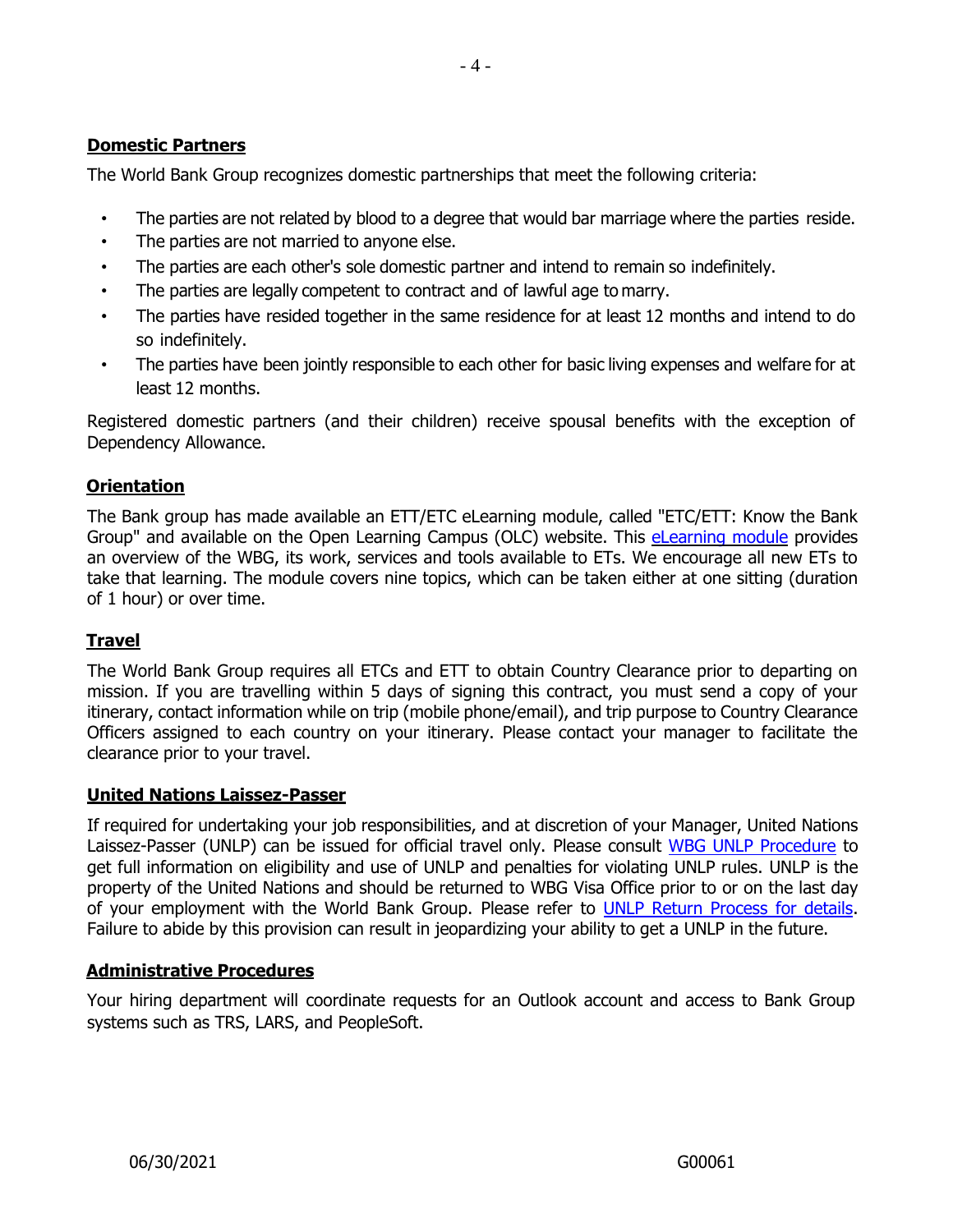## Domestic Partners

The World Bank Group recognizes domestic partnerships that meet the following criteria:

- The parties are not related by blood to a degree that would bar marriage where the parties reside.
- The parties are not married to anyone else.
- The parties are each other's sole domestic partner and intend to remain so indefinitely.
- The parties are legally competent to contract and of lawful age to marry.
- The parties have resided together in the same residence for at least 12 months and intend to do so indefinitely.
- The parties have been jointly responsible to each other for basic living expenses and welfare for at least 12 months.

Registered domestic partners (and their children) receive spousal benefits with the exception of Dependency Allowance.

## Orientation

The Bank group has made available an ETT/ETC eLearning module, called "ETC/ETT: Know the Bank Group" and available on the Open Learning Campus (OLC) website. This eLearning module provides an overview of the WBG, its work, services and tools available to ETs. We encourage all new ETs to take that learning. The module covers nine topics, which can be taken either at one sitting (duration of 1 hour) or over time.

## Travel

The World Bank Group requires all ETCs and ETT to obtain Country Clearance prior to departing on mission. If you are travelling within 5 days of signing this contract, you must send a copy of your itinerary, contact information while on trip (mobile phone/email), and trip purpose to Country Clearance Officers assigned to each country on your itinerary. Please contact your manager to facilitate the clearance prior to your travel.

## United Nations Laissez-Passer

If required for undertaking your job responsibilities, and at discretion of your Manager, United Nations Laissez-Passer (UNLP) can be issued for official travel only. Please consult WBG UNLP Procedure to get full information on eligibility and use of UNLP and penalties for violating UNLP rules. UNLP is the property of the United Nations and should be returned to WBG Visa Office prior to or on the last day of your employment with the World Bank Group. Please refer to UNLP Return Process for details. Failure to abide by this provision can result in jeopardizing your ability to get a UNLP in the future.

## Administrative Procedures

Your hiring department will coordinate requests for an Outlook account and access to Bank Group systems such as TRS, LARS, and PeopleSoft.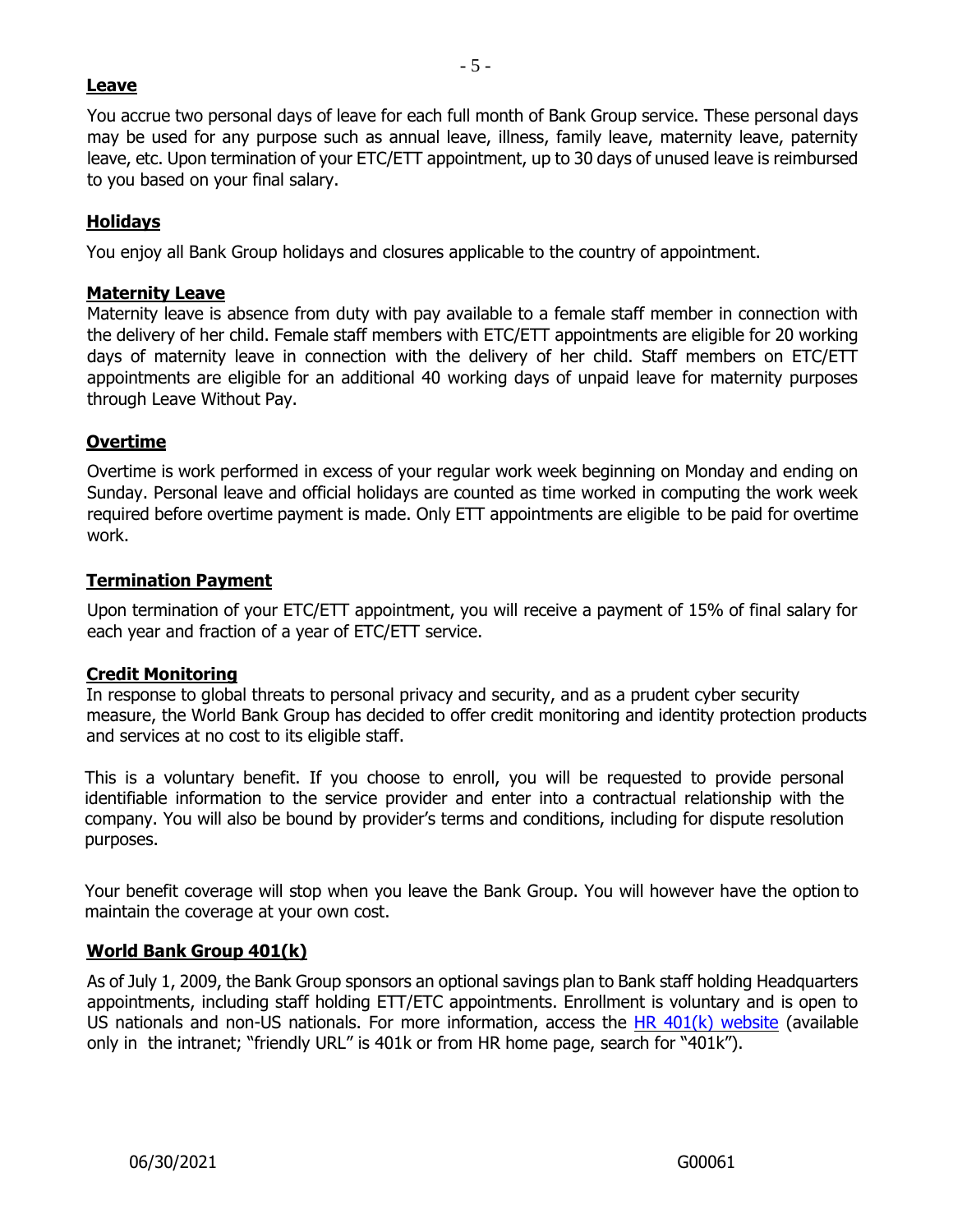## Leave

You accrue two personal days of leave for each full month of Bank Group service. These personal days may be used for any purpose such as annual leave, illness, family leave, maternity leave, paternity leave, etc. Upon termination of your ETC/ETT appointment, up to 30 days of unused leave is reimbursed to you based on your final salary.

## Holidays

You enjoy all Bank Group holidays and closures applicable to the country of appointment.

## Maternity Leave

Maternity leave is absence from duty with pay available to a female staff member in connection with the delivery of her child. Female staff members with ETC/ETT appointments are eligible for 20 working days of maternity leave in connection with the delivery of her child. Staff members on ETC/ETT appointments are eligible for an additional 40 working days of unpaid leave for maternity purposes through Leave Without Pay.

## Overtime

Overtime is work performed in excess of your regular work week beginning on Monday and ending on Sunday. Personal leave and official holidays are counted as time worked in computing the work week required before overtime payment is made. Only ETT appointments are eligible to be paid for overtime work.

## Termination Payment

Upon termination of your ETC/ETT appointment, you will receive a payment of 15% of final salary for each year and fraction of a year of ETC/ETT service.

## Credit Monitoring

In response to global threats to personal privacy and security, and as a prudent cyber security measure, the World Bank Group has decided to offer credit monitoring and identity protection products and services at no cost to its eligible staff.

This is a voluntary benefit. If you choose to enroll, you will be requested to provide personal identifiable information to the service provider and enter into a contractual relationship with the company. You will also be bound by provider's terms and conditions, including for dispute resolution purposes.

Your benefit coverage will stop when you leave the Bank Group. You will however have the option to maintain the coverage at your own cost.

## World Bank Group 401(k)

As of July 1, 2009, the Bank Group sponsors an optional savings plan to Bank staff holding Headquarters appointments, including staff holding ETT/ETC appointments. Enrollment is voluntary and is open to US nationals and non-US nationals. For more information, access the HR 401(k) website (available only in the intranet; "friendly URL" is 401k or from HR home page, search for "401k").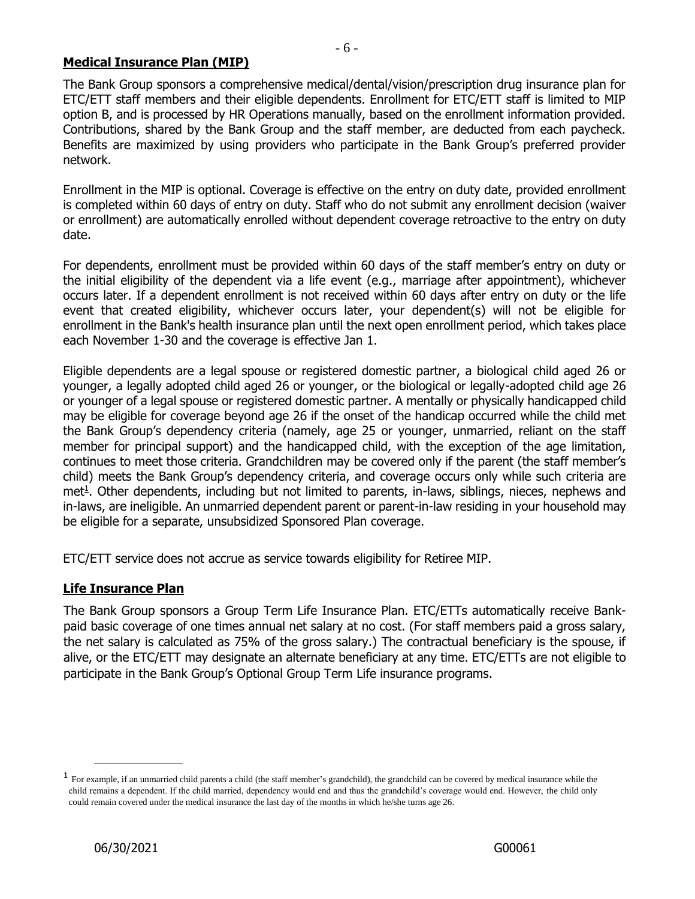## Medical Insurance Plan (MIP)

The Bank Group sponsors a comprehensive medical/dental/vision/prescription drug insurance plan for ETC/ETT staff members and their eligible dependents. Enrollment for ETC/ETT staff is limited to MIP option B, and is processed by HR Operations manually, based on the enrollment information provided. Contributions, shared by the Bank Group and the staff member, are deducted from each paycheck. Benefits are maximized by using providers who participate in the Bank Group's preferred provider network.

Enrollment in the MIP is optional. Coverage is effective on the entry on duty date, provided enrollment is completed within 60 days of entry on duty. Staff who do not submit any enrollment decision (waiver or enrollment) are automatically enrolled without dependent coverage retroactive to the entry on duty date.

For dependents, enrollment must be provided within 60 days of the staff member's entry on duty or the initial eligibility of the dependent via a life event (e.g., marriage after appointment), whichever occurs later. If a dependent enrollment is not received within 60 days after entry on duty or the life event that created eligibility, whichever occurs later, your dependent(s) will not be eligible for enrollment in the Bank's health insurance plan until the next open enrollment period, which takes place each November 1-30 and the coverage is effective Jan 1.

Eligible dependents are a legal spouse or registered domestic partner, a biological child aged 26 or younger, a legally adopted child aged 26 or younger, or the biological or legally-adopted child age 26 or younger of a legal spouse or registered domestic partner. A mentally or physically handicapped child may be eligible for coverage beyond age 26 if the onset of the handicap occurred while the child met the Bank Group's dependency criteria (namely, age 25 or younger, unmarried, reliant on the staff member for principal support) and the handicapped child, with the exception of the age limitation, continues to meet those criteria. Grandchildren may be covered only if the parent (the staff member's child) meets the Bank Group's dependency criteria, and coverage occurs only while such criteria are met[1]. Other dependents, including but not limited to parents, in-laws, siblings, nieces, nephews and in-laws, are ineligible. An unmarried dependent parent or parent-in-law residing in your household may be eligible for a separate, unsubsidized Sponsored Plan coverage.

ETC/ETT service does not accrue as service towards eligibility for Retiree MIP.

## Life Insurance Plan

The Bank Group sponsors a Group Term Life Insurance Plan. ETC/ETTs automatically receive Bank-paid basic coverage of one times annual net salary at no cost. (For staff members paid a gross salary, the net salary is calculated as 75% of the gross salary.) The contractual beneficiary is the spouse, if alive, or the ETC/ETT may designate an alternate beneficiary at any time. ETC/ETTs are not eligible to participate in the Bank Group's Optional Group Term Life insurance programs.

---

[1] For example, if an unmarried child parents a child (the staff member's grandchild), the grandchild can be covered by medical insurance while the child remains a dependent. If the child married, dependency would end and thus the grandchild's coverage would end. However, the child only could remain covered under the medical insurance the last day of the months in which he/she turns age 26.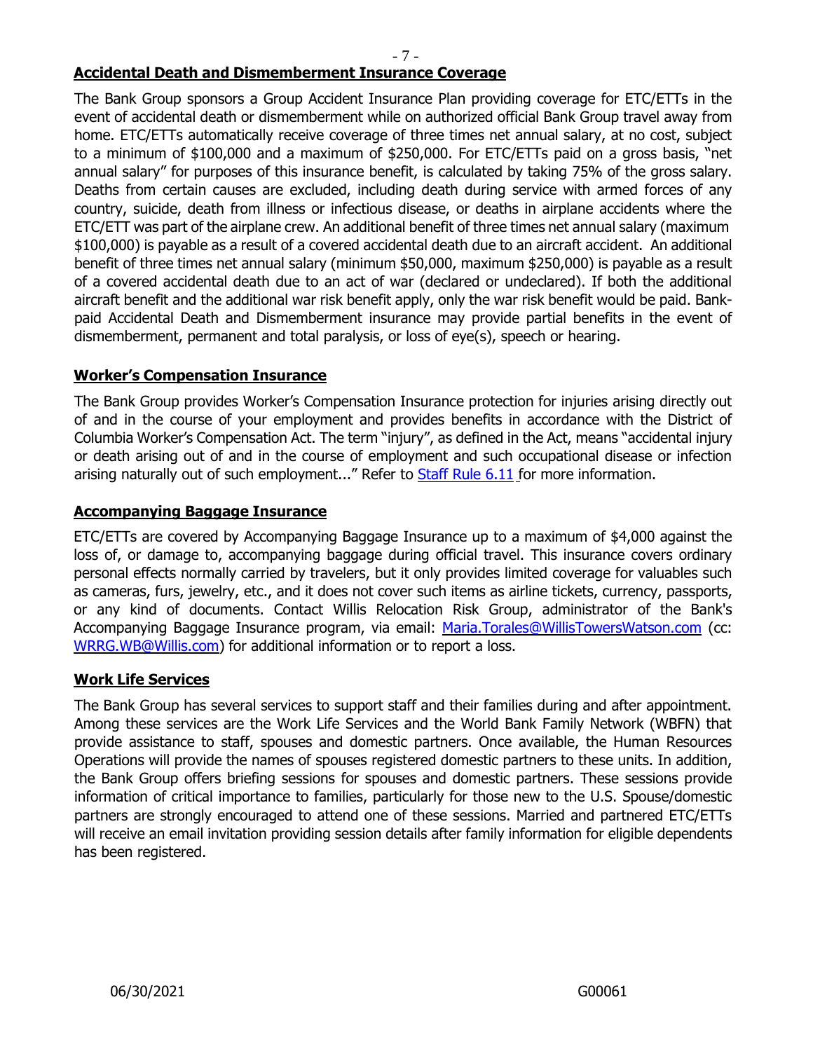## Accidental Death and Dismemberment Insurance Coverage

The Bank Group sponsors a Group Accident Insurance Plan providing coverage for ETC/ETTs in the event of accidental death or dismemberment while on authorized official Bank Group travel away from home. ETC/ETTs automatically receive coverage of three times net annual salary, at no cost, subject to a minimum of $100,000 and a maximum of $250,000. For ETC/ETTs paid on a gross basis, "net annual salary" for purposes of this insurance benefit, is calculated by taking 75% of the gross salary. Deaths from certain causes are excluded, including death during service with armed forces of any country, suicide, death from illness or infectious disease, or deaths in airplane accidents where the ETC/ETT was part of the airplane crew. An additional benefit of three times net annual salary (maximum $100,000) is payable as a result of a covered accidental death due to an aircraft accident. An additional benefit of three times net annual salary (minimum $50,000, maximum $250,000) is payable as a result of a covered accidental death due to an act of war (declared or undeclared). If both the additional aircraft benefit and the additional war risk benefit apply, only the war risk benefit would be paid. Bank-paid Accidental Death and Dismemberment insurance may provide partial benefits in the event of dismemberment, permanent and total paralysis, or loss of eye(s), speech or hearing.

## Worker's Compensation Insurance

The Bank Group provides Worker's Compensation Insurance protection for injuries arising directly out of and in the course of your employment and provides benefits in accordance with the District of Columbia Worker's Compensation Act. The term "injury", as defined in the Act, means "accidental injury or death arising out of and in the course of employment and such occupational disease or infection arising naturally out of such employment..." Refer to Staff Rule 6.11 for more information.

## Accompanying Baggage Insurance

ETC/ETTs are covered by Accompanying Baggage Insurance up to a maximum of $4,000 against the loss of, or damage to, accompanying baggage during official travel. This insurance covers ordinary personal effects normally carried by travelers, but it only provides limited coverage for valuables such as cameras, furs, jewelry, etc., and it does not cover such items as airline tickets, currency, passports, or any kind of documents. Contact Willis Relocation Risk Group, administrator of the Bank's Accompanying Baggage Insurance program, via email: Maria.Torales@WillisTowersWatson.com (cc: WRRG.WB@Willis.com) for additional information or to report a loss.

## Work Life Services

The Bank Group has several services to support staff and their families during and after appointment. Among these services are the Work Life Services and the World Bank Family Network (WBFN) that provide assistance to staff, spouses and domestic partners. Once available, the Human Resources Operations will provide the names of spouses registered domestic partners to these units. In addition, the Bank Group offers briefing sessions for spouses and domestic partners. These sessions provide information of critical importance to families, particularly for those new to the U.S. Spouse/domestic partners are strongly encouraged to attend one of these sessions. Married and partnered ETC/ETTs will receive an email invitation providing session details after family information for eligible dependents has been registered.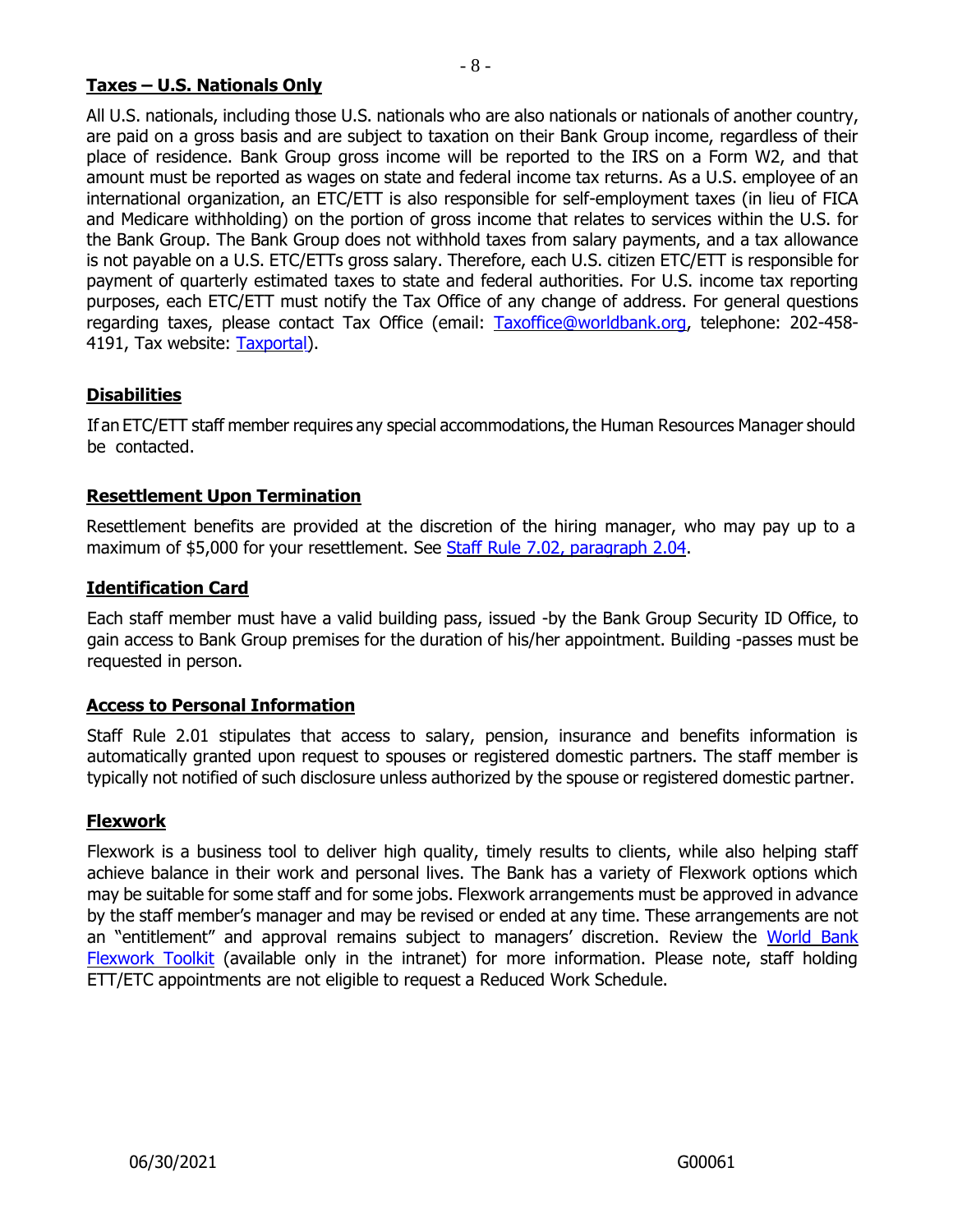## Taxes – U.S. Nationals Only

All U.S. nationals, including those U.S. nationals who are also nationals or nationals of another country, are paid on a gross basis and are subject to taxation on their Bank Group income, regardless of their place of residence. Bank Group gross income will be reported to the IRS on a Form W2, and that amount must be reported as wages on state and federal income tax returns. As a U.S. employee of an international organization, an ETC/ETT is also responsible for self-employment taxes (in lieu of FICA and Medicare withholding) on the portion of gross income that relates to services within the U.S. for the Bank Group. The Bank Group does not withhold taxes from salary payments, and a tax allowance is not payable on a U.S. ETC/ETTs gross salary. Therefore, each U.S. citizen ETC/ETT is responsible for payment of quarterly estimated taxes to state and federal authorities. For U.S. income tax reporting purposes, each ETC/ETT must notify the Tax Office of any change of address. For general questions regarding taxes, please contact Tax Office (email: Taxoffice@worldbank.org, telephone: 202-458-4191, Tax website: Taxportal).

## Disabilities

If an ETC/ETT staff member requires any special accommodations, the Human Resources Manager should be contacted.

## Resettlement Upon Termination

Resettlement benefits are provided at the discretion of the hiring manager, who may pay up to a maximum of $5,000 for your resettlement. See Staff Rule 7.02, paragraph 2.04.

## Identification Card

Each staff member must have a valid building pass, issued -by the Bank Group Security ID Office, to gain access to Bank Group premises for the duration of his/her appointment. Building -passes must be requested in person.

## Access to Personal Information

Staff Rule 2.01 stipulates that access to salary, pension, insurance and benefits information is automatically granted upon request to spouses or registered domestic partners. The staff member is typically not notified of such disclosure unless authorized by the spouse or registered domestic partner.

## Flexwork

Flexwork is a business tool to deliver high quality, timely results to clients, while also helping staff achieve balance in their work and personal lives. The Bank has a variety of Flexwork options which may be suitable for some staff and for some jobs. Flexwork arrangements must be approved in advance by the staff member's manager and may be revised or ended at any time. These arrangements are not an "entitlement" and approval remains subject to managers' discretion. Review the World Bank Flexwork Toolkit (available only in the intranet) for more information. Please note, staff holding ETT/ETC appointments are not eligible to request a Reduced Work Schedule.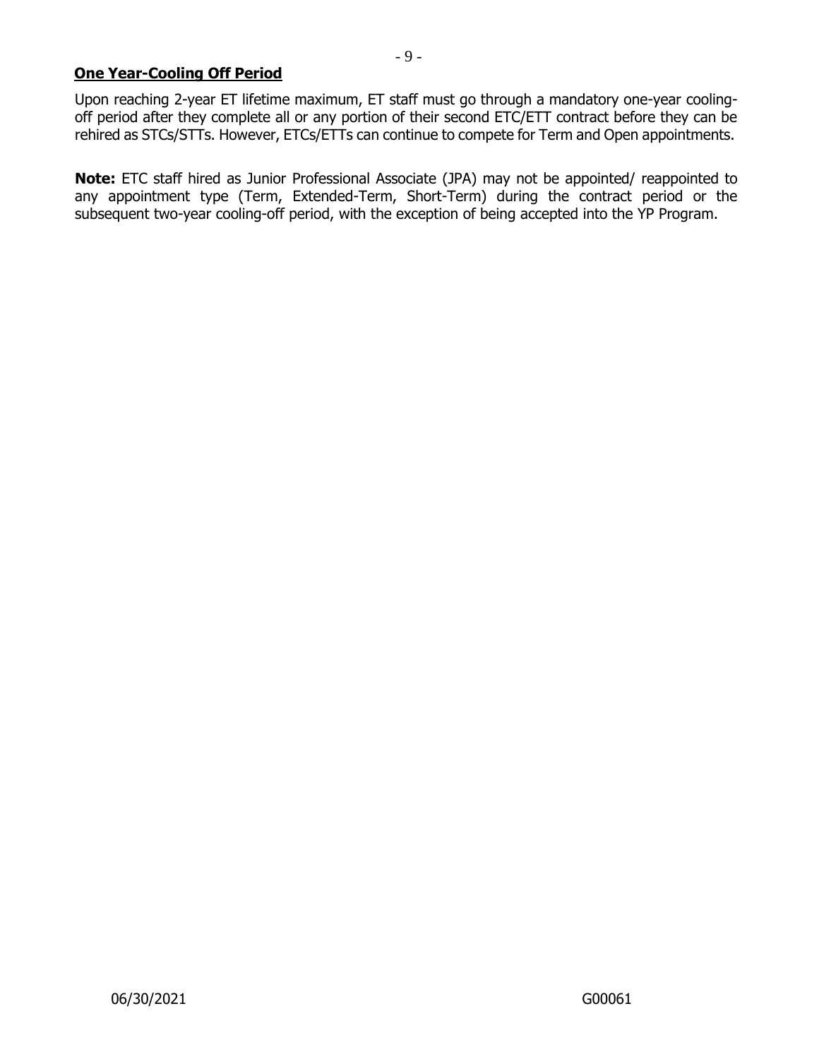**One Year-Cooling Off Period**

Upon reaching 2-year ET lifetime maximum, ET staff must go through a mandatory one-year cooling-off period after they complete all or any portion of their second ETC/ETT contract before they can be rehired as STCs/STTs. However, ETCs/ETTs can continue to compete for Term and Open appointments.

**Note:** ETC staff hired as Junior Professional Associate (JPA) may not be appointed/ reappointed to any appointment type (Term, Extended-Term, Short-Term) during the contract period or the subsequent two-year cooling-off period, with the exception of being accepted into the YP Program.